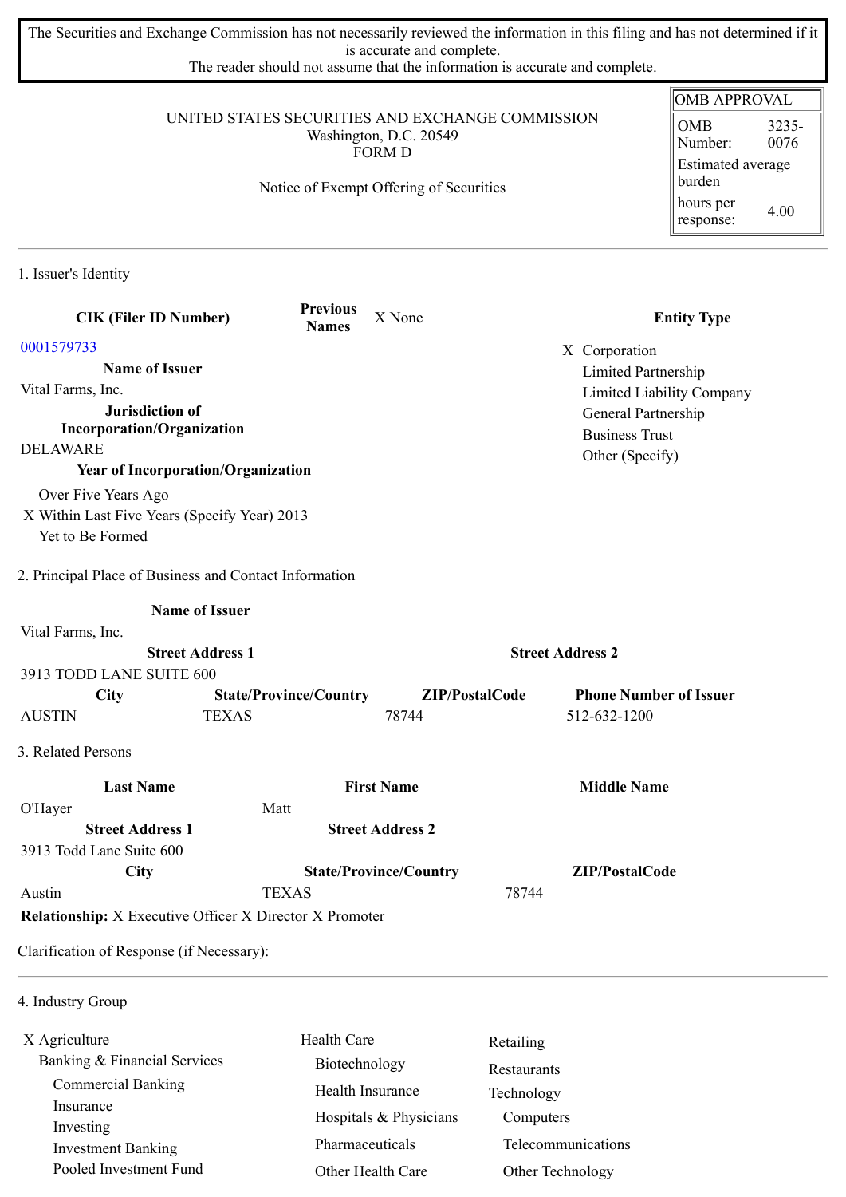The Securities and Exchange Commission has not necessarily reviewed the information in this filing and has not determined if it is accurate and complete.
The reader should not assume that the information is accurate and complete.

| OMB APPROVAL | |
|---|---|
| OMB Number: | 3235-0076 |
| Estimated average burden | |
| hours per response: | 4.00 |

UNITED STATES SECURITIES AND EXCHANGE COMMISSION
Washington, D.C. 20549
FORM D

Notice of Exempt Offering of Securities

## 1. Issuer's Identity

| CIK (Filer ID Number) | Previous Names | X None | Entity Type |
|---|---|---|---|
| 0001579733 | | | X Corporation |

**Name of Issuer**
Vital Farms, Inc.

**Jurisdiction of Incorporation/Organization**
DELAWARE

**Year of Incorporation/Organization**
- Over Five Years Ago
- X Within Last Five Years (Specify Year) 2013
- Yet to Be Formed

**Entity Type**
- X Corporation
- Limited Partnership
- Limited Liability Company
- General Partnership
- Business Trust
- Other (Specify)

## 2. Principal Place of Business and Contact Information

**Name of Issuer**
Vital Farms, Inc.

| Street Address 1 | Street Address 2 |
|---|---|
| 3913 TODD LANE SUITE 600 | |

| City | State/Province/Country | ZIP/PostalCode | Phone Number of Issuer |
|---|---|---|---|
| AUSTIN | TEXAS | 78744 | 512-632-1200 |

## 3. Related Persons

| Last Name | First Name | Middle Name |
|---|---|---|
| O'Hayer | Matt | |

| Street Address 1 | Street Address 2 |
|---|---|
| 3913 Todd Lane Suite 600 | |

| City | State/Province/Country | ZIP/PostalCode |
|---|---|---|
| Austin | TEXAS | 78744 |

**Relationship:** X Executive Officer X Director X Promoter

Clarification of Response (if Necessary):

## 4. Industry Group

- X Agriculture
- Banking & Financial Services
  - Commercial Banking
  - Insurance
  - Investing
  - Investment Banking
  - Pooled Investment Fund
- Health Care
  - Biotechnology
  - Health Insurance
  - Hospitals & Physicians
  - Pharmaceuticals
  - Other Health Care
- Retailing
- Restaurants
- Technology
  - Computers
  - Telecommunications
  - Other Technology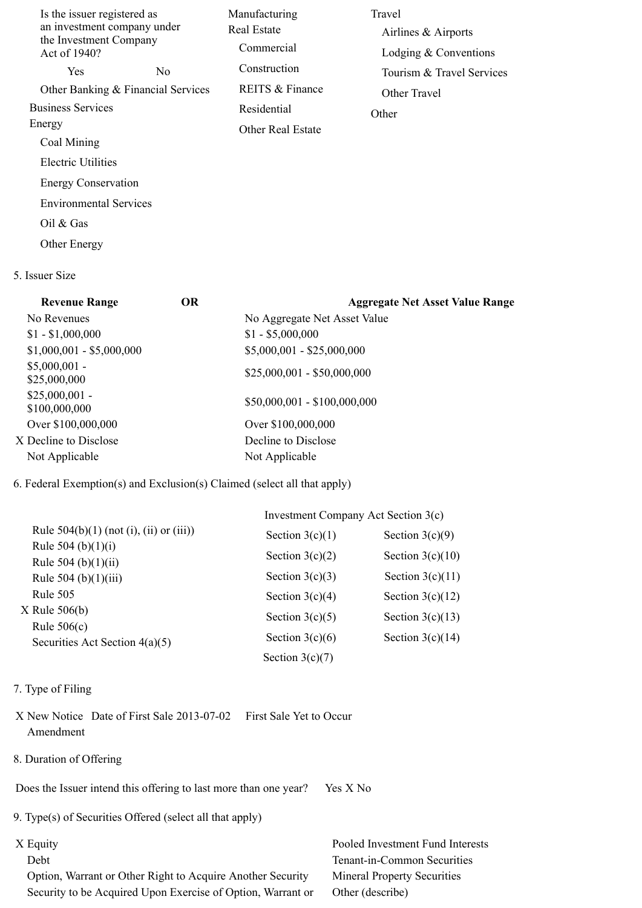Is the issuer registered as an investment company under the Investment Company Act of 1940?

Yes No

Other Banking & Financial Services

Business Services

Energy

- Coal Mining
- Electric Utilities
- Energy Conservation
- Environmental Services
- Oil & Gas
- Other Energy

Manufacturing

Real Estate

- Commercial
- Construction
- REITS & Finance
- Residential
- Other Real Estate

Travel

- Airlines & Airports
- Lodging & Conventions
- Tourism & Travel Services
- Other Travel

Other

5. Issuer Size

| Revenue Range | OR | Aggregate Net Asset Value Range |
|---|---|---|
| No Revenues | | No Aggregate Net Asset Value |
| $1 - $1,000,000 | | $1 - $5,000,000 |
| $1,000,001 - $5,000,000 | | $5,000,001 - $25,000,000 |
| $5,000,001 - $25,000,000 | | $25,000,001 - $50,000,000 |
| $25,000,001 - $100,000,000 | | $50,000,001 - $100,000,000 |
| Over $100,000,000 | | Over $100,000,000 |
| X Decline to Disclose | | Decline to Disclose |
| Not Applicable | | Not Applicable |

6. Federal Exemption(s) and Exclusion(s) Claimed (select all that apply)

Rule 504(b)(1) (not (i), (ii) or (iii))
Rule 504 (b)(1)(i)
Rule 504 (b)(1)(ii)
Rule 504 (b)(1)(iii)
Rule 505
X Rule 506(b)
Rule 506(c)
Securities Act Section 4(a)(5)

Investment Company Act Section 3(c)

| | |
|---|---|
| Section 3(c)(1) | Section 3(c)(9) |
| Section 3(c)(2) | Section 3(c)(10) |
| Section 3(c)(3) | Section 3(c)(11) |
| Section 3(c)(4) | Section 3(c)(12) |
| Section 3(c)(5) | Section 3(c)(13) |
| Section 3(c)(6) | Section 3(c)(14) |
| Section 3(c)(7) | |

7. Type of Filing

X New Notice Date of First Sale 2013-07-02 First Sale Yet to Occur
Amendment

8. Duration of Offering

Does the Issuer intend this offering to last more than one year? Yes X No

9. Type(s) of Securities Offered (select all that apply)

X Equity
Debt
Option, Warrant or Other Right to Acquire Another Security
Security to be Acquired Upon Exercise of Option, Warrant or

Pooled Investment Fund Interests
Tenant-in-Common Securities
Mineral Property Securities
Other (describe)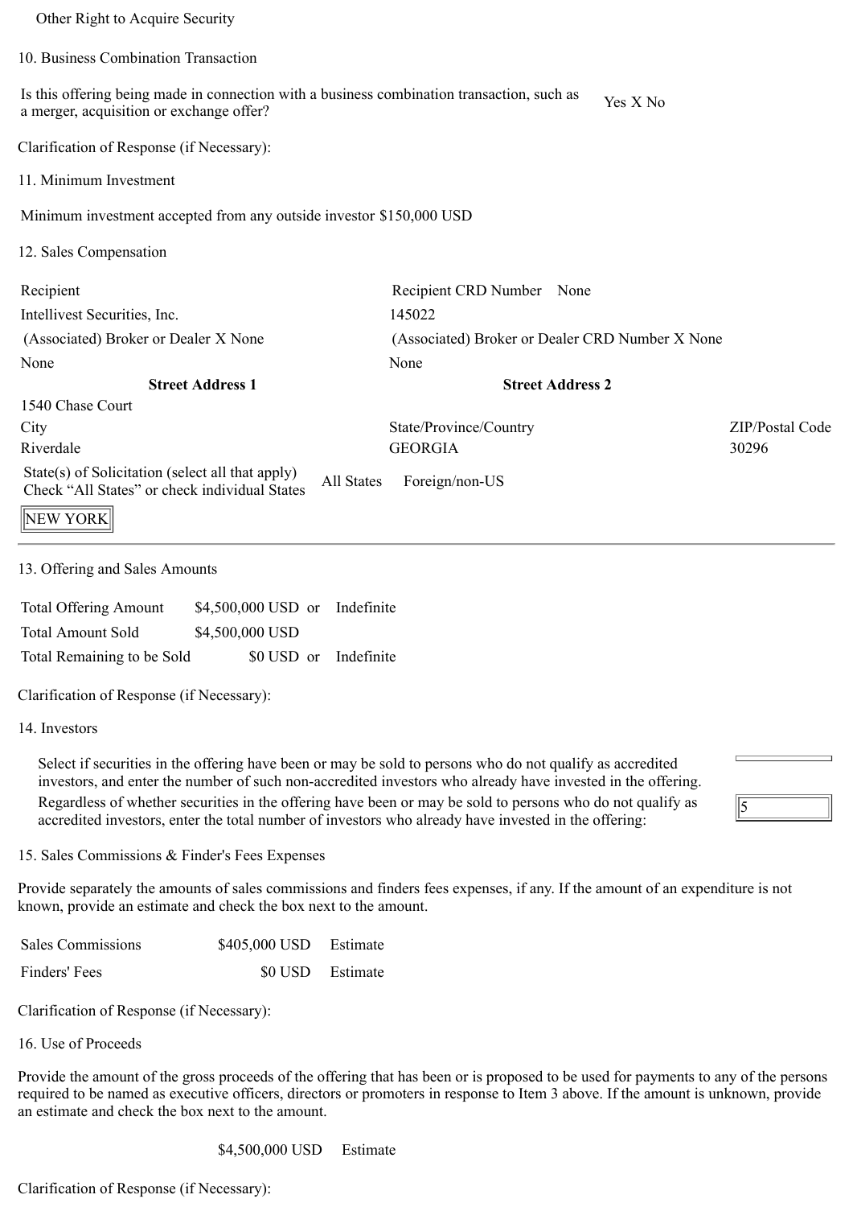Other Right to Acquire Security

## 10. Business Combination Transaction

Is this offering being made in connection with a business combination transaction, such as a merger, acquisition or exchange offer? Yes X No

Clarification of Response (if Necessary):

## 11. Minimum Investment

Minimum investment accepted from any outside investor $150,000 USD

## 12. Sales Compensation

| Recipient | Recipient CRD Number None | |
|---|---|---|
| Intellivest Securities, Inc. | 145022 | |
| (Associated) Broker or Dealer X None | (Associated) Broker or Dealer CRD Number X None | |
| None | None | |
| **Street Address 1** | **Street Address 2** | |
| 1540 Chase Court | | |
| City | State/Province/Country | ZIP/Postal Code |
| Riverdale | GEORGIA | 30296 |

State(s) of Solicitation (select all that apply) Check "All States" or check individual States All States Foreign/non-US

NEW YORK

## 13. Offering and Sales Amounts

| | | |
|---|---|---|
| Total Offering Amount | $4,500,000 USD or | Indefinite |
| Total Amount Sold | $4,500,000 USD | |
| Total Remaining to be Sold | $0 USD or | Indefinite |

Clarification of Response (if Necessary):

## 14. Investors

Select if securities in the offering have been or may be sold to persons who do not qualify as accredited investors, and enter the number of such non-accredited investors who already have invested in the offering.

Regardless of whether securities in the offering have been or may be sold to persons who do not qualify as accredited investors, enter the total number of investors who already have invested in the offering: 5

## 15. Sales Commissions & Finder's Fees Expenses

Provide separately the amounts of sales commissions and finders fees expenses, if any. If the amount of an expenditure is not known, provide an estimate and check the box next to the amount.

| | | |
|---|---|---|
| Sales Commissions | $405,000 USD | Estimate |
| Finders' Fees | $0 USD | Estimate |

Clarification of Response (if Necessary):

## 16. Use of Proceeds

Provide the amount of the gross proceeds of the offering that has been or is proposed to be used for payments to any of the persons required to be named as executive officers, directors or promoters in response to Item 3 above. If the amount is unknown, provide an estimate and check the box next to the amount.

$4,500,000 USD Estimate

Clarification of Response (if Necessary):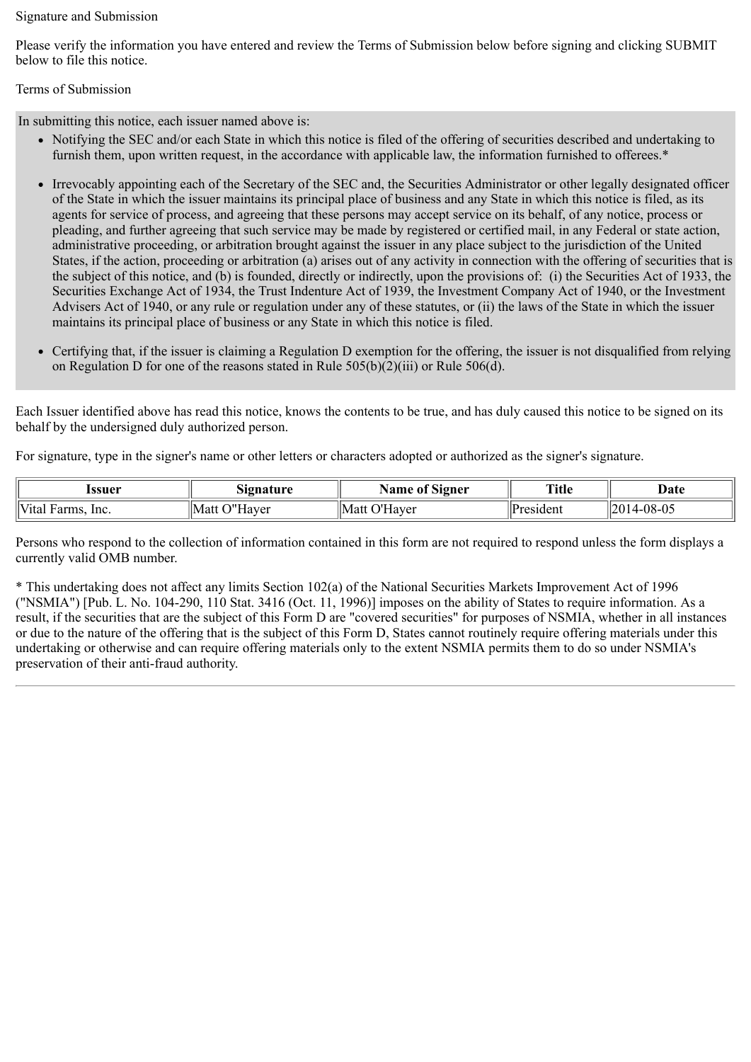Signature and Submission

Please verify the information you have entered and review the Terms of Submission below before signing and clicking SUBMIT below to file this notice.

Terms of Submission

In submitting this notice, each issuer named above is:

- Notifying the SEC and/or each State in which this notice is filed of the offering of securities described and undertaking to furnish them, upon written request, in the accordance with applicable law, the information furnished to offerees.*
- Irrevocably appointing each of the Secretary of the SEC and, the Securities Administrator or other legally designated officer of the State in which the issuer maintains its principal place of business and any State in which this notice is filed, as its agents for service of process, and agreeing that these persons may accept service on its behalf, of any notice, process or pleading, and further agreeing that such service may be made by registered or certified mail, in any Federal or state action, administrative proceeding, or arbitration brought against the issuer in any place subject to the jurisdiction of the United States, if the action, proceeding or arbitration (a) arises out of any activity in connection with the offering of securities that is the subject of this notice, and (b) is founded, directly or indirectly, upon the provisions of: (i) the Securities Act of 1933, the Securities Exchange Act of 1934, the Trust Indenture Act of 1939, the Investment Company Act of 1940, or the Investment Advisers Act of 1940, or any rule or regulation under any of these statutes, or (ii) the laws of the State in which the issuer maintains its principal place of business or any State in which this notice is filed.
- Certifying that, if the issuer is claiming a Regulation D exemption for the offering, the issuer is not disqualified from relying on Regulation D for one of the reasons stated in Rule 505(b)(2)(iii) or Rule 506(d).

Each Issuer identified above has read this notice, knows the contents to be true, and has duly caused this notice to be signed on its behalf by the undersigned duly authorized person.

For signature, type in the signer's name or other letters or characters adopted or authorized as the signer's signature.

| Issuer | Signature | Name of Signer | Title | Date |
|---|---|---|---|---|
| Vital Farms, Inc. | Matt O"Hayer | Matt O'Hayer | President | 2014-08-05 |

Persons who respond to the collection of information contained in this form are not required to respond unless the form displays a currently valid OMB number.

* This undertaking does not affect any limits Section 102(a) of the National Securities Markets Improvement Act of 1996 ("NSMIA") [Pub. L. No. 104-290, 110 Stat. 3416 (Oct. 11, 1996)] imposes on the ability of States to require information. As a result, if the securities that are the subject of this Form D are "covered securities" for purposes of NSMIA, whether in all instances or due to the nature of the offering that is the subject of this Form D, States cannot routinely require offering materials under this undertaking or otherwise and can require offering materials only to the extent NSMIA permits them to do so under NSMIA's preservation of their anti-fraud authority.